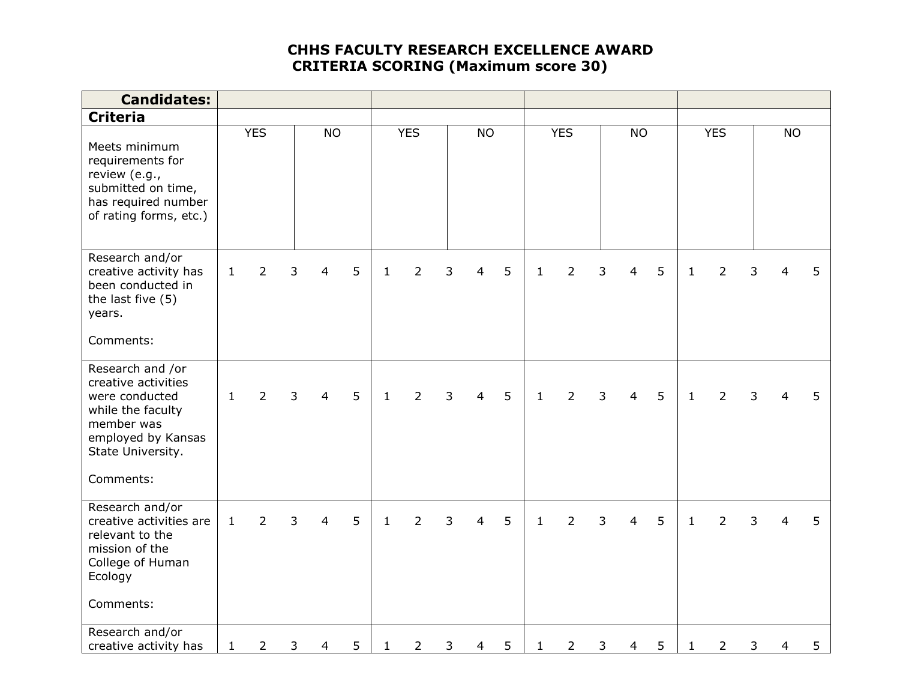# CHHS FACULTY RESEARCH EXCELLENCE AWARD
## CRITERIA SCORING (Maximum score 30)

| **Candidates:** | | | | | | | | |
|---|---|---|---|---|---|---|---|---|
| **Criteria** | | | | | | | | |
| Meets minimum requirements for review (e.g., submitted on time, has required number of rating forms, etc.) | YES | NO | YES | NO | YES | NO | YES | NO |
| Research and/or creative activity has been conducted in the last five (5) years.<br><br>Comments: | 1 2 3 4 5 | | 1 2 3 4 5 | | 1 2 3 4 5 | | 1 2 3 4 5 | |
| Research and /or creative activities were conducted while the faculty member was employed by Kansas State University.<br><br>Comments: | 1 2 3 4 5 | | 1 2 3 4 5 | | 1 2 3 4 5 | | 1 2 3 4 5 | |
| Research and/or creative activities are relevant to the mission of the College of Human Ecology<br><br>Comments: | 1 2 3 4 5 | | 1 2 3 4 5 | | 1 2 3 4 5 | | 1 2 3 4 5 | |
| Research and/or creative activity has | 1 2 3 4 5 | | 1 2 3 4 5 | | 1 2 3 4 5 | | 1 2 3 4 5 | |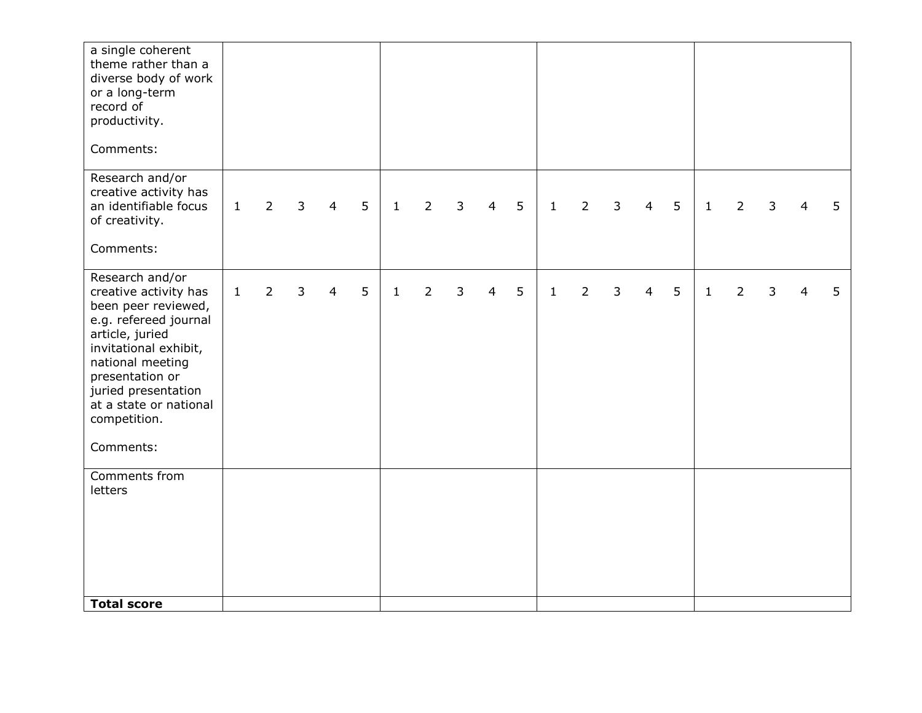| | | | | |
|---|---|---|---|---|
| a single coherent theme rather than a diverse body of work or a long-term record of productivity.<br><br>Comments: | | | | |
| Research and/or creative activity has an identifiable focus of creativity.<br><br>Comments: | 1 2 3 4 5 | 1 2 3 4 5 | 1 2 3 4 5 | 1 2 3 4 5 |
| Research and/or creative activity has been peer reviewed, e.g. refereed journal article, juried invitational exhibit, national meeting presentation or juried presentation at a state or national competition.<br><br>Comments: | 1 2 3 4 5 | 1 2 3 4 5 | 1 2 3 4 5 | 1 2 3 4 5 |
| Comments from letters | | | | |
| **Total score** | | | | |